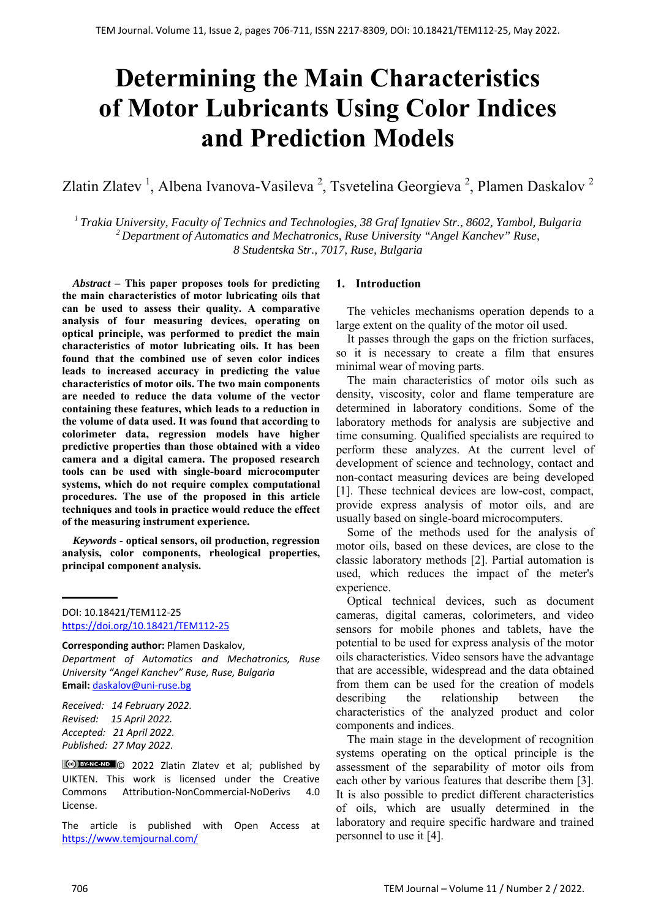# Determining the Main Characteristics of Motor Lubricants Using Color Indices and Prediction Models

Zlatin Zlatev [1], Albena Ivanova-Vasileva [2], Tsvetelina Georgieva [2], Plamen Daskalov [2]

[1] *Trakia University, Faculty of Technics and Technologies, 38 Graf Ignatiev Str., 8602, Yambol, Bulgaria*
[2] *Department of Automatics and Mechatronics, Ruse University "Angel Kanchev" Ruse, 8 Studentska Str., 7017, Ruse, Bulgaria*

***Abstract* – This paper proposes tools for predicting the main characteristics of motor lubricating oils that can be used to assess their quality. A comparative analysis of four measuring devices, operating on optical principle, was performed to predict the main characteristics of motor lubricating oils. It has been found that the combined use of seven color indices leads to increased accuracy in predicting the value characteristics of motor oils. The two main components are needed to reduce the data volume of the vector containing these features, which leads to a reduction in the volume of data used. It was found that according to colorimeter data, regression models have higher predictive properties than those obtained with a video camera and a digital camera. The proposed research tools can be used with single-board microcomputer systems, which do not require complex computational procedures. The use of the proposed in this article techniques and tools in practice would reduce the effect of the measuring instrument experience.**

***Keywords* - optical sensors, oil production, regression analysis, color components, rheological properties, principal component analysis.**

DOI: 10.18421/TEM112-25
https://doi.org/10.18421/TEM112-25

**Corresponding author:** Plamen Daskalov,
*Department of Automatics and Mechatronics, Ruse University "Angel Kanchev" Ruse, Ruse, Bulgaria*
**Email:** daskalov@uni-ruse.bg

*Received: 14 February 2022.*
*Revised: 15 April 2022.*
*Accepted: 21 April 2022.*
*Published: 27 May 2022.*

© 2022 Zlatin Zlatev et al; published by UIKTEN. This work is licensed under the Creative Commons Attribution-NonCommercial-NoDerivs 4.0 License.

The article is published with Open Access at https://www.temjournal.com/

## 1. Introduction

The vehicles mechanisms operation depends to a large extent on the quality of the motor oil used.

It passes through the gaps on the friction surfaces, so it is necessary to create a film that ensures minimal wear of moving parts.

The main characteristics of motor oils such as density, viscosity, color and flame temperature are determined in laboratory conditions. Some of the laboratory methods for analysis are subjective and time consuming. Qualified specialists are required to perform these analyzes. At the current level of development of science and technology, contact and non-contact measuring devices are being developed [1]. These technical devices are low-cost, compact, provide express analysis of motor oils, and are usually based on single-board microcomputers.

Some of the methods used for the analysis of motor oils, based on these devices, are close to the classic laboratory methods [2]. Partial automation is used, which reduces the impact of the meter's experience.

Optical technical devices, such as document cameras, digital cameras, colorimeters, and video sensors for mobile phones and tablets, have the potential to be used for express analysis of the motor oils characteristics. Video sensors have the advantage that are accessible, widespread and the data obtained from them can be used for the creation of models describing the relationship between the characteristics of the analyzed product and color components and indices.

The main stage in the development of recognition systems operating on the optical principle is the assessment of the separability of motor oils from each other by various features that describe them [3]. It is also possible to predict different characteristics of oils, which are usually determined in the laboratory and require specific hardware and trained personnel to use it [4].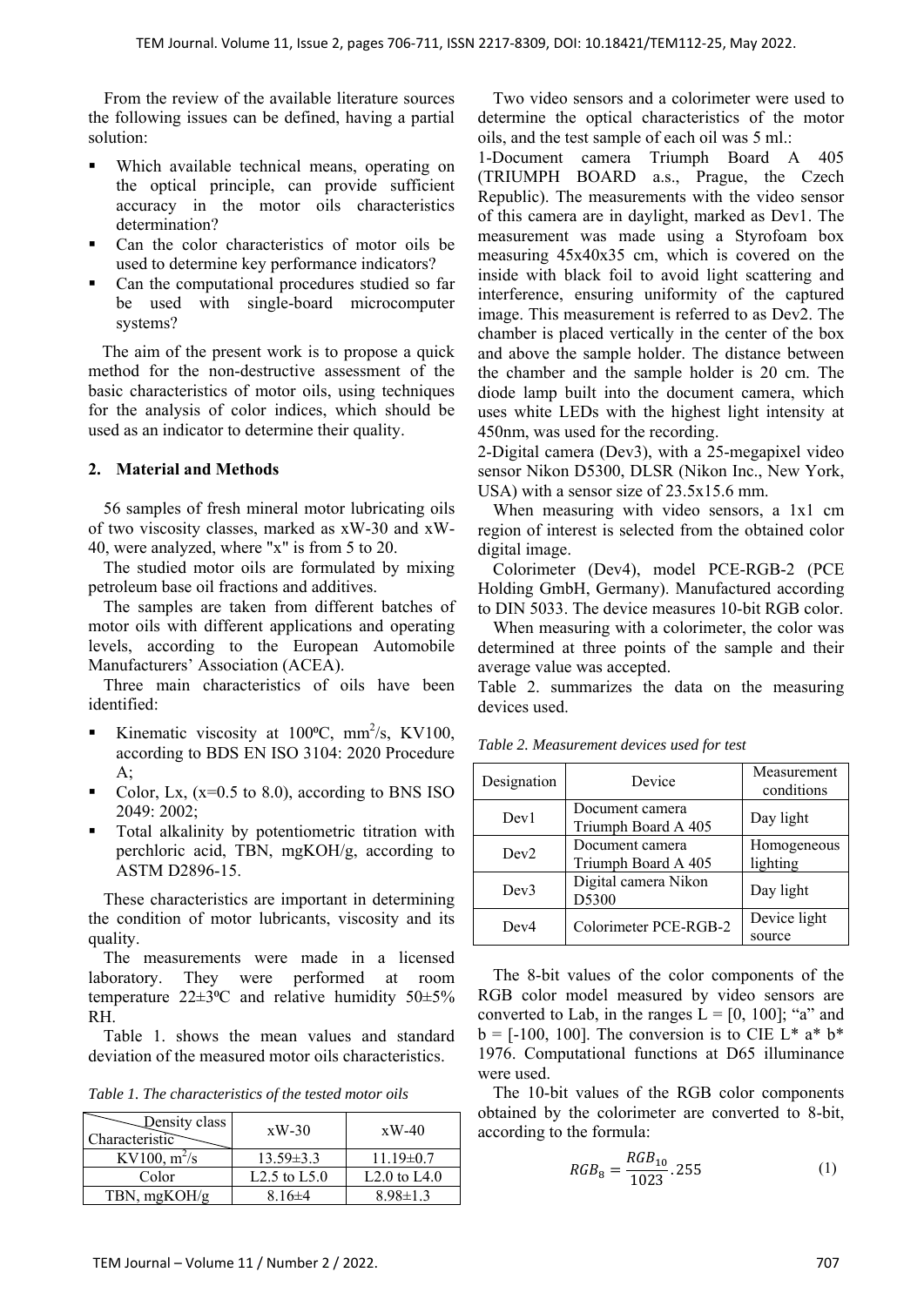From the review of the available literature sources the following issues can be defined, having a partial solution:

- Which available technical means, operating on the optical principle, can provide sufficient accuracy in the motor oils characteristics determination?
- Can the color characteristics of motor oils be used to determine key performance indicators?
- Can the computational procedures studied so far be used with single-board microcomputer systems?

The aim of the present work is to propose a quick method for the non-destructive assessment of the basic characteristics of motor oils, using techniques for the analysis of color indices, which should be used as an indicator to determine their quality.

## 2. Material and Methods

56 samples of fresh mineral motor lubricating oils of two viscosity classes, marked as xW-30 and xW-40, were analyzed, where "x" is from 5 to 20.

The studied motor oils are formulated by mixing petroleum base oil fractions and additives.

The samples are taken from different batches of motor oils with different applications and operating levels, according to the European Automobile Manufacturers' Association (ACEA).

Three main characteristics of oils have been identified:

- Kinematic viscosity at 100ºC, $mm^2/s$, KV100, according to BDS EN ISO 3104: 2020 Procedure A;
- Color, Lx, (x=0.5 to 8.0), according to BNS ISO 2049: 2002;
- Total alkalinity by potentiometric titration with perchloric acid, TBN, mgKOH/g, according to ASTM D2896-15.

These characteristics are important in determining the condition of motor lubricants, viscosity and its quality.

The measurements were made in a licensed laboratory. They were performed at room temperature 22±3ºC and relative humidity 50±5% RH.

Table 1. shows the mean values and standard deviation of the measured motor oils characteristics.

*Table 1. The characteristics of the tested motor oils*

| Characteristic \ Density class | xW-30 | xW-40 |
|---|---|---|
| KV100, $m^2/s$ | 13.59±3.3 | 11.19±0.7 |
| Color | L2.5 to L5.0 | L2.0 to L4.0 |
| TBN, mgKOH/g | 8.16±4 | 8.98±1.3 |

Two video sensors and a colorimeter were used to determine the optical characteristics of the motor oils, and the test sample of each oil was 5 ml.:

1-Document camera Triumph Board A 405 (TRIUMPH BOARD a.s., Prague, the Czech Republic). The measurements with the video sensor of this camera are in daylight, marked as Dev1. The measurement was made using a Styrofoam box measuring 45x40x35 cm, which is covered on the inside with black foil to avoid light scattering and interference, ensuring uniformity of the captured image. This measurement is referred to as Dev2. The chamber is placed vertically in the center of the box and above the sample holder. The distance between the chamber and the sample holder is 20 cm. The diode lamp built into the document camera, which uses white LEDs with the highest light intensity at 450nm, was used for the recording.

2-Digital camera (Dev3), with a 25-megapixel video sensor Nikon D5300, DLSR (Nikon Inc., New York, USA) with a sensor size of 23.5x15.6 mm.

When measuring with video sensors, a 1x1 cm region of interest is selected from the obtained color digital image.

Colorimeter (Dev4), model PCE-RGB-2 (PCE Holding GmbH, Germany). Manufactured according to DIN 5033. The device measures 10-bit RGB color.

When measuring with a colorimeter, the color was determined at three points of the sample and their average value was accepted.

Table 2. summarizes the data on the measuring devices used.

*Table 2. Measurement devices used for test*

| Designation | Device | Measurement conditions |
|---|---|---|
| Dev1 | Document camera Triumph Board A 405 | Day light |
| Dev2 | Document camera Triumph Board A 405 | Homogeneous lighting |
| Dev3 | Digital camera Nikon D5300 | Day light |
| Dev4 | Colorimeter PCE-RGB-2 | Device light source |

The 8-bit values of the color components of the RGB color model measured by video sensors are converted to Lab, in the ranges L = [0, 100]; "a" and b = [-100, 100]. The conversion is to CIE L* a* b* 1976. Computational functions at D65 illuminance were used.

The 10-bit values of the RGB color components obtained by the colorimeter are converted to 8-bit, according to the formula:

$$RGB_8 = \frac{RGB_{10}}{1023}.255 \tag{1}$$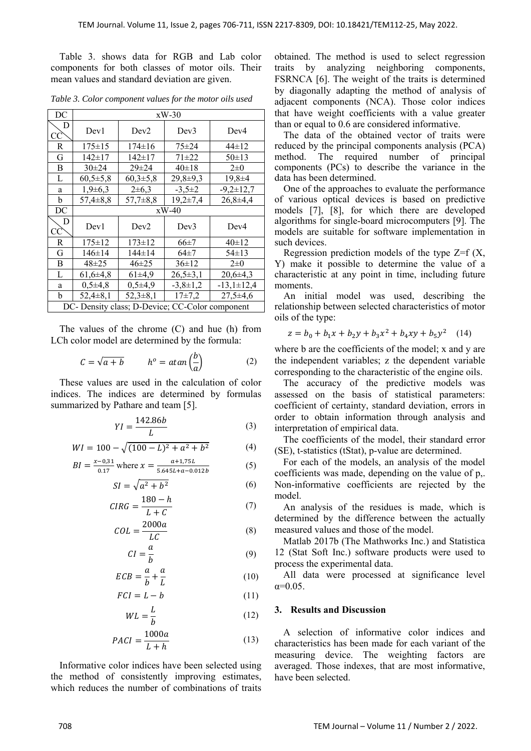Table 3. shows data for RGB and Lab color components for both classes of motor oils. Their mean values and standard deviation are given.

*Table 3. Color component values for the motor oils used*

| DC | xW-30 | | | |
|---|---|---|---|---|
| D / CC | Dev1 | Dev2 | Dev3 | Dev4 |
| R | 175±15 | 174±16 | 75±24 | 44±12 |
| G | 142±17 | 142±17 | 71±22 | 50±13 |
| B | 30±24 | 29±24 | 40±18 | 2±0 |
| L | 60,5±5,8 | 60,3±5,8 | 29,8±9,3 | 19,8±4 |
| a | 1,9±6,3 | 2±6,3 | -3,5±2 | -9,2±12,7 |
| b | 57,4±8,8 | 57,7±8,8 | 19,2±7,4 | 26,8±4,4 |
| DC | xW-40 | | | |
| D / CC | Dev1 | Dev2 | Dev3 | Dev4 |
| R | 175±12 | 173±12 | 66±7 | 40±12 |
| G | 146±14 | 144±14 | 64±7 | 54±13 |
| B | 48±25 | 46±25 | 36±12 | 2±0 |
| L | 61,6±4,8 | 61±4,9 | 26,5±3,1 | 20,6±4,3 |
| a | 0,5±4,8 | 0,5±4,9 | -3,8±1,2 | -13,1±12,4 |
| b | 52,4±8,1 | 52,3±8,1 | 17±7,2 | 27,5±4,6 |
| DC- Density class; D-Device; CC-Color component | | | | |

The values of the chrome (C) and hue (h) from LCh color model are determined by the formula:

$$C = \sqrt{a + b} \qquad h^o = atan\left(\frac{b}{a}\right) \tag{2}$$

These values are used in the calculation of color indices. The indices are determined by formulas summarized by Pathare and team [5].

$$YI = \frac{142.86b}{L} \tag{3}$$

$$WI = 100 - \sqrt{(100 - L)^2 + a^2 + b^2} \tag{4}$$

$$BI = \frac{x - 0{,}31}{0.17} \text{ where } x = \frac{a + 1{,}75L}{5.645L + a - 0.012b} \tag{5}$$

$$SI = \sqrt{a^2 + b^2} \tag{6}$$

$$CIRG = \frac{180 - h}{L + C} \tag{7}$$

$$COL = \frac{2000a}{LC} \tag{8}$$

$$CI = \frac{a}{b} \tag{9}$$

$$ECB = \frac{a}{b} + \frac{a}{L} \tag{10}$$

$$FCI = L - b \tag{11}$$

$$WL = \frac{L}{b} \tag{12}$$

$$PACI = \frac{1000a}{L + h} \tag{13}$$

Informative color indices have been selected using the method of consistently improving estimates, which reduces the number of combinations of traits obtained. The method is used to select regression traits by analyzing neighboring components, FSRNCA [6]. The weight of the traits is determined by diagonally adapting the method of analysis of adjacent components (NCA). Those color indices that have weight coefficients with a value greater than or equal to 0.6 are considered informative.

The data of the obtained vector of traits were reduced by the principal components analysis (PCA) method. The required number of principal components (PCs) to describe the variance in the data has been determined.

One of the approaches to evaluate the performance of various optical devices is based on predictive models [7], [8], for which there are developed algorithms for single-board microcomputers [9]. The models are suitable for software implementation in such devices.

Regression prediction models of the type Z=f (X, Y) make it possible to determine the value of a characteristic at any point in time, including future moments.

An initial model was used, describing the relationship between selected characteristics of motor oils of the type:

$$z = b_0 + b_1x + b_2y + b_3x^2 + b_4xy + b_5y^2 \tag{14}$$

where b are the coefficients of the model; x and y are the independent variables; z the dependent variable corresponding to the characteristic of the engine oils.

The accuracy of the predictive models was assessed on the basis of statistical parameters: coefficient of certainty, standard deviation, errors in order to obtain information through analysis and interpretation of empirical data.

The coefficients of the model, their standard error (SE), t-statistics (tStat), p-value are determined.

For each of the models, an analysis of the model coefficients was made, depending on the value of p,. Non-informative coefficients are rejected by the model.

An analysis of the residues is made, which is determined by the difference between the actually measured values and those of the model.

Matlab 2017b (The Mathworks Inc.) and Statistica 12 (Stat Soft Inc.) software products were used to process the experimental data.

All data were processed at significance level $\alpha$=0.05.

## 3. Results and Discussion

A selection of informative color indices and characteristics has been made for each variant of the measuring device. The weighting factors are averaged. Those indexes, that are most informative, have been selected.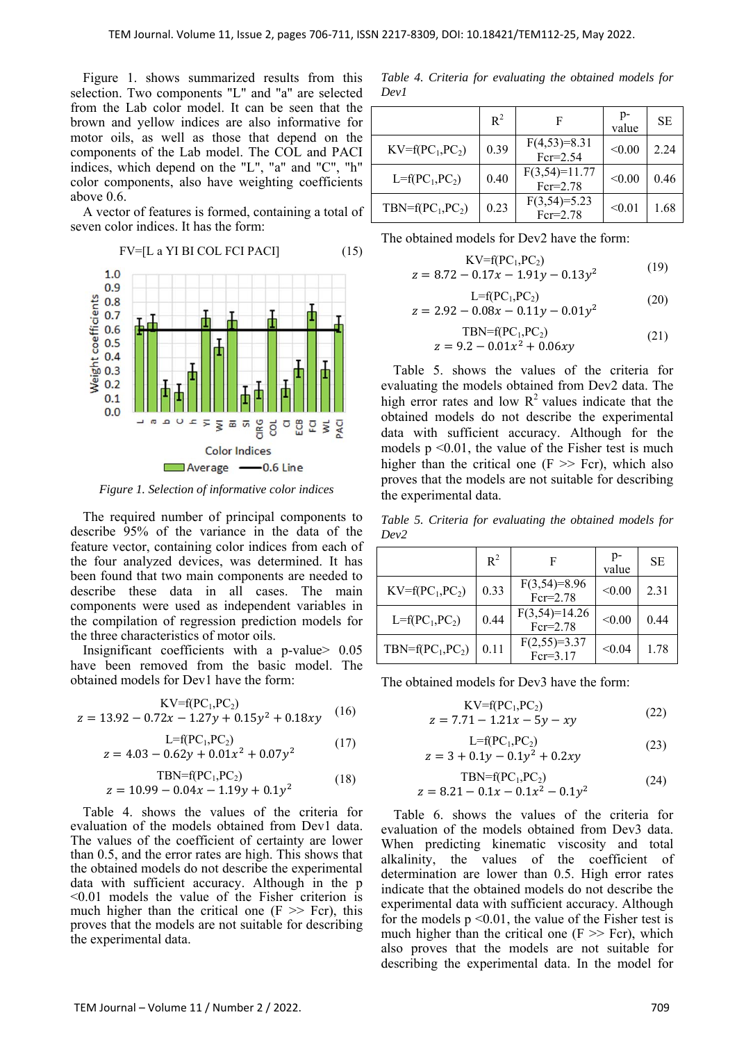Figure 1. shows summarized results from this selection. Two components "L" and "a" are selected from the Lab color model. It can be seen that the brown and yellow indices are also informative for motor oils, as well as those that depend on the components of the Lab model. The COL and PACI indices, which depend on the "L", "a" and "C", "h" color components, also have weighting coefficients above 0.6.

A vector of features is formed, containing a total of seven color indices. It has the form:

$$FV=[L\ a\ YI\ BI\ COL\ FCI\ PACI] \quad (15)$$

*Figure 1. Selection of informative color indices*

The required number of principal components to describe 95% of the variance in the data of the feature vector, containing color indices from each of the four analyzed devices, was determined. It has been found that two main components are needed to describe these data in all cases. The main components were used as independent variables in the compilation of regression prediction models for the three characteristics of motor oils.

Insignificant coefficients with a p-value> 0.05 have been removed from the basic model. The obtained models for Dev1 have the form:

$$KV=f(PC_1,PC_2)$$
$$z = 13.92 - 0.72x - 1.27y + 0.15y^2 + 0.18xy \quad (16)$$

$$L=f(PC_1,PC_2)$$
$$z = 4.03 - 0.62y + 0.01x^2 + 0.07y^2 \quad (17)$$

$$TBN=f(PC_1,PC_2)$$
$$z = 10.99 - 0.04x - 1.19y + 0.1y^2 \quad (18)$$

Table 4. shows the values of the criteria for evaluation of the models obtained from Dev1 data. The values of the coefficient of certainty are lower than 0.5, and the error rates are high. This shows that the obtained models do not describe the experimental data with sufficient accuracy. Although in the p <0.01 models the value of the Fisher criterion is much higher than the critical one (F >> Fcr), this proves that the models are not suitable for describing the experimental data.

*Table 4. Criteria for evaluating the obtained models for Dev1*

| | $R^2$ | F | p-value | SE |
|---|---|---|---|---|
| $KV=f(PC_1,PC_2)$ | 0.39 | $F(4,53)=8.31$ Fcr=2.54 | <0.00 | 2.24 |
| $L=f(PC_1,PC_2)$ | 0.40 | $F(3,54)=11.77$ Fcr=2.78 | <0.00 | 0.46 |
| $TBN=f(PC_1,PC_2)$ | 0.23 | $F(3,54)=5.23$ Fcr=2.78 | <0.01 | 1.68 |

The obtained models for Dev2 have the form:

$$KV=f(PC_1,PC_2)$$
$$z = 8.72 - 0.17x - 1.91y - 0.13y^2 \quad (19)$$

$$L=f(PC_1,PC_2)$$
$$z = 2.92 - 0.08x - 0.11y - 0.01y^2 \quad (20)$$

$$TBN=f(PC_1,PC_2)$$
$$z = 9.2 - 0.01x^2 + 0.06xy \quad (21)$$

Table 5. shows the values of the criteria for evaluating the models obtained from Dev2 data. The high error rates and low $R^2$ values indicate that the obtained models do not describe the experimental data with sufficient accuracy. Although for the models p <0.01, the value of the Fisher test is much higher than the critical one (F >> Fcr), which also proves that the models are not suitable for describing the experimental data.

*Table 5. Criteria for evaluating the obtained models for Dev2*

| | $R^2$ | F | p-value | SE |
|---|---|---|---|---|
| $KV=f(PC_1,PC_2)$ | 0.33 | $F(3,54)=8.96$ Fcr=2.78 | <0.00 | 2.31 |
| $L=f(PC_1,PC_2)$ | 0.44 | $F(3,54)=14.26$ Fcr=2.78 | <0.00 | 0.44 |
| $TBN=f(PC_1,PC_2)$ | 0.11 | $F(2,55)=3.37$ Fcr=3.17 | <0.04 | 1.78 |

The obtained models for Dev3 have the form:

$$KV=f(PC_1,PC_2)$$
$$z = 7.71 - 1.21x - 5y - xy \quad (22)$$

$$L=f(PC_1,PC_2)$$
$$z = 3 + 0.1y - 0.1y^2 + 0.2xy \quad (23)$$

$$TBN=f(PC_1,PC_2)$$
$$z = 8.21 - 0.1x - 0.1x^2 - 0.1y^2 \quad (24)$$

Table 6. shows the values of the criteria for evaluation of the models obtained from Dev3 data. When predicting kinematic viscosity and total alkalinity, the values of the coefficient of determination are lower than 0.5. High error rates indicate that the obtained models do not describe the experimental data with sufficient accuracy. Although for the models p <0.01, the value of the Fisher test is much higher than the critical one (F >> Fcr), which also proves that the models are not suitable for describing the experimental data. In the model for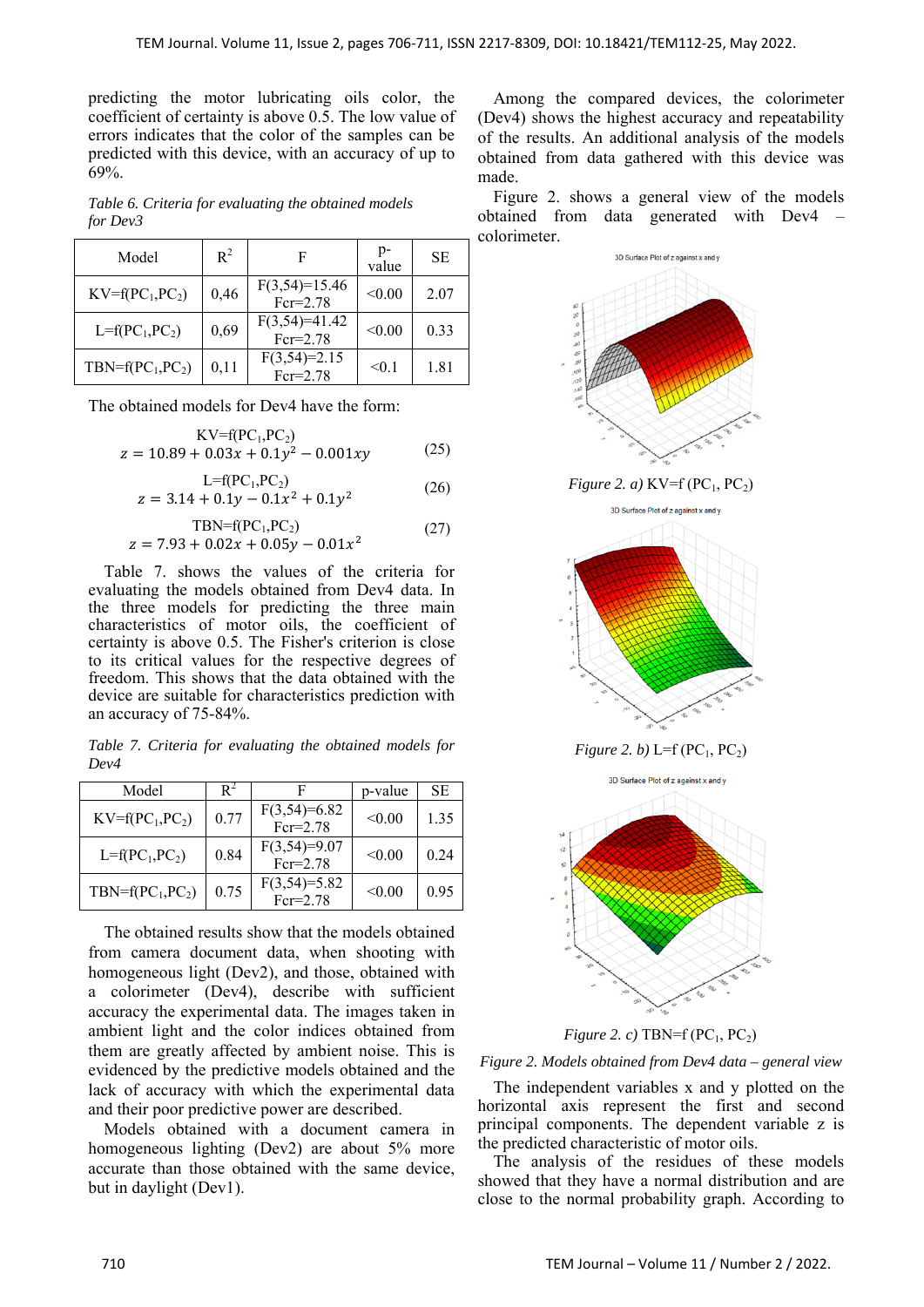predicting the motor lubricating oils color, the coefficient of certainty is above 0.5. The low value of errors indicates that the color of the samples can be predicted with this device, with an accuracy of up to 69%.

*Table 6. Criteria for evaluating the obtained models for Dev3*

| Model | $R^2$ | F | p-value | SE |
|---|---|---|---|---|
| $KV=f(PC_1,PC_2)$ | 0,46 | F(3,54)=15.46 Fcr=2.78 | <0.00 | 2.07 |
| $L=f(PC_1,PC_2)$ | 0,69 | F(3,54)=41.42 Fcr=2.78 | <0.00 | 0.33 |
| $TBN=f(PC_1,PC_2)$ | 0,11 | F(3,54)=2.15 Fcr=2.78 | <0.1 | 1.81 |

The obtained models for Dev4 have the form:

$$KV=f(PC_1,PC_2)$$
$$z = 10.89 + 0.03x + 0.1y^2 - 0.001xy \quad (25)$$

$$L=f(PC_1,PC_2)$$
$$z = 3.14 + 0.1y - 0.1x^2 + 0.1y^2 \quad (26)$$

$$TBN=f(PC_1,PC_2)$$
$$z = 7.93 + 0.02x + 0.05y - 0.01x^2 \quad (27)$$

Table 7. shows the values of the criteria for evaluating the models obtained from Dev4 data. In the three models for predicting the three main characteristics of motor oils, the coefficient of certainty is above 0.5. The Fisher's criterion is close to its critical values for the respective degrees of freedom. This shows that the data obtained with the device are suitable for characteristics prediction with an accuracy of 75-84%.

*Table 7. Criteria for evaluating the obtained models for Dev4*

| Model | $R^2$ | F | p-value | SE |
|---|---|---|---|---|
| $KV=f(PC_1,PC_2)$ | 0.77 | F(3,54)=6.82 Fcr=2.78 | <0.00 | 1.35 |
| $L=f(PC_1,PC_2)$ | 0.84 | F(3,54)=9.07 Fcr=2.78 | <0.00 | 0.24 |
| $TBN=f(PC_1,PC_2)$ | 0.75 | F(3,54)=5.82 Fcr=2.78 | <0.00 | 0.95 |

The obtained results show that the models obtained from camera document data, when shooting with homogeneous light (Dev2), and those, obtained with a colorimeter (Dev4), describe with sufficient accuracy the experimental data. The images taken in ambient light and the color indices obtained from them are greatly affected by ambient noise. This is evidenced by the predictive models obtained and the lack of accuracy with which the experimental data and their poor predictive power are described.

Models obtained with a document camera in homogeneous lighting (Dev2) are about 5% more accurate than those obtained with the same device, but in daylight (Dev1).

Among the compared devices, the colorimeter (Dev4) shows the highest accuracy and repeatability of the results. An additional analysis of the models obtained from data gathered with this device was made.

Figure 2. shows a general view of the models obtained from data generated with Dev4 – colorimeter.

*Figure 2. a)* $KV=f(PC_1, PC_2)$

*Figure 2. b)* $L=f(PC_1, PC_2)$

*Figure 2. c)* $TBN=f(PC_1, PC_2)$

*Figure 2. Models obtained from Dev4 data – general view*

The independent variables x and y plotted on the horizontal axis represent the first and second principal components. The dependent variable z is the predicted characteristic of motor oils.

The analysis of the residues of these models showed that they have a normal distribution and are close to the normal probability graph. According to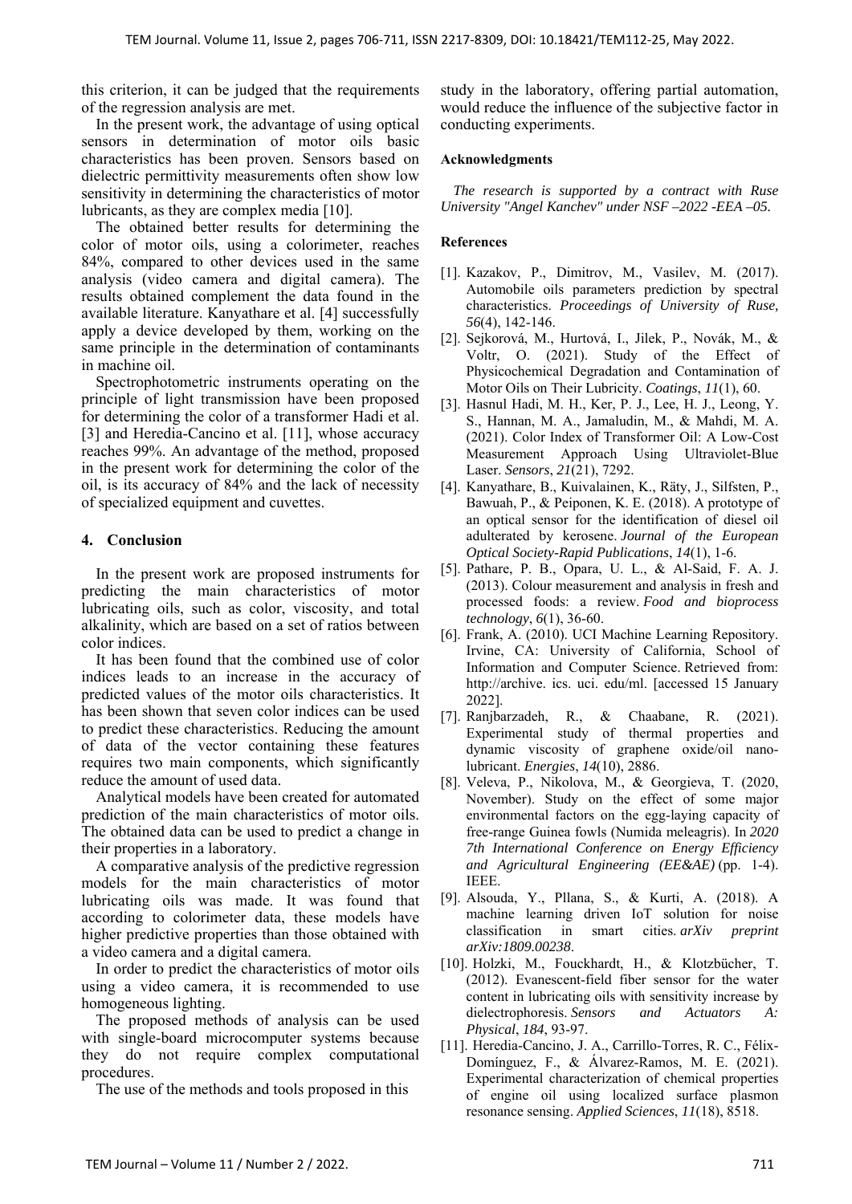this criterion, it can be judged that the requirements of the regression analysis are met.

In the present work, the advantage of using optical sensors in determination of motor oils basic characteristics has been proven. Sensors based on dielectric permittivity measurements often show low sensitivity in determining the characteristics of motor lubricants, as they are complex media [10].

The obtained better results for determining the color of motor oils, using a colorimeter, reaches 84%, compared to other devices used in the same analysis (video camera and digital camera). The results obtained complement the data found in the available literature. Kanyathare et al. [4] successfully apply a device developed by them, working on the same principle in the determination of contaminants in machine oil.

Spectrophotometric instruments operating on the principle of light transmission have been proposed for determining the color of a transformer Hadi et al. [3] and Heredia-Cancino et al. [11], whose accuracy reaches 99%. An advantage of the method, proposed in the present work for determining the color of the oil, is its accuracy of 84% and the lack of necessity of specialized equipment and cuvettes.

## 4. Conclusion

In the present work are proposed instruments for predicting the main characteristics of motor lubricating oils, such as color, viscosity, and total alkalinity, which are based on a set of ratios between color indices.

It has been found that the combined use of color indices leads to an increase in the accuracy of predicted values of the motor oils characteristics. It has been shown that seven color indices can be used to predict these characteristics. Reducing the amount of data of the vector containing these features requires two main components, which significantly reduce the amount of used data.

Analytical models have been created for automated prediction of the main characteristics of motor oils. The obtained data can be used to predict a change in their properties in a laboratory.

A comparative analysis of the predictive regression models for the main characteristics of motor lubricating oils was made. It was found that according to colorimeter data, these models have higher predictive properties than those obtained with a video camera and a digital camera.

In order to predict the characteristics of motor oils using a video camera, it is recommended to use homogeneous lighting.

The proposed methods of analysis can be used with single-board microcomputer systems because they do not require complex computational procedures.

The use of the methods and tools proposed in this study in the laboratory, offering partial automation, would reduce the influence of the subjective factor in conducting experiments.

### Acknowledgments

*The research is supported by a contract with Ruse University "Angel Kanchev" under NSF –2022 -EEA –05.*

### References

[1]. Kazakov, P., Dimitrov, M., Vasilev, M. (2017). Automobile oils parameters prediction by spectral characteristics. *Proceedings of University of Ruse, 56*(4), 142-146.

[2]. Sejkorová, M., Hurtová, I., Jilek, P., Novák, M., & Voltr, O. (2021). Study of the Effect of Physicochemical Degradation and Contamination of Motor Oils on Their Lubricity. *Coatings*, *11*(1), 60.

[3]. Hasnul Hadi, M. H., Ker, P. J., Lee, H. J., Leong, Y. S., Hannan, M. A., Jamaludin, M., & Mahdi, M. A. (2021). Color Index of Transformer Oil: A Low-Cost Measurement Approach Using Ultraviolet-Blue Laser. *Sensors*, *21*(21), 7292.

[4]. Kanyathare, B., Kuivalainen, K., Räty, J., Silfsten, P., Bawuah, P., & Peiponen, K. E. (2018). A prototype of an optical sensor for the identification of diesel oil adulterated by kerosene. *Journal of the European Optical Society-Rapid Publications*, *14*(1), 1-6.

[5]. Pathare, P. B., Opara, U. L., & Al-Said, F. A. J. (2013). Colour measurement and analysis in fresh and processed foods: a review. *Food and bioprocess technology*, *6*(1), 36-60.

[6]. Frank, A. (2010). UCI Machine Learning Repository. Irvine, CA: University of California, School of Information and Computer Science. Retrieved from: http://archive. ics. uci. edu/ml. [accessed 15 January 2022].

[7]. Ranjbarzadeh, R., & Chaabane, R. (2021). Experimental study of thermal properties and dynamic viscosity of graphene oxide/oil nano-lubricant. *Energies*, *14*(10), 2886.

[8]. Veleva, P., Nikolova, M., & Georgieva, T. (2020, November). Study on the effect of some major environmental factors on the egg-laying capacity of free-range Guinea fowls (Numida meleagris). In *2020 7th International Conference on Energy Efficiency and Agricultural Engineering (EE&AE)* (pp. 1-4). IEEE.

[9]. Alsouda, Y., Pllana, S., & Kurti, A. (2018). A machine learning driven IoT solution for noise classification in smart cities. *arXiv preprint arXiv:1809.00238*.

[10]. Holzki, M., Fouckhardt, H., & Klotzbücher, T. (2012). Evanescent-field fiber sensor for the water content in lubricating oils with sensitivity increase by dielectrophoresis. *Sensors and Actuators A: Physical*, *184*, 93-97.

[11]. Heredia-Cancino, J. A., Carrillo-Torres, R. C., Félix-Domínguez, F., & Álvarez-Ramos, M. E. (2021). Experimental characterization of chemical properties of engine oil using localized surface plasmon resonance sensing. *Applied Sciences*, *11*(18), 8518.